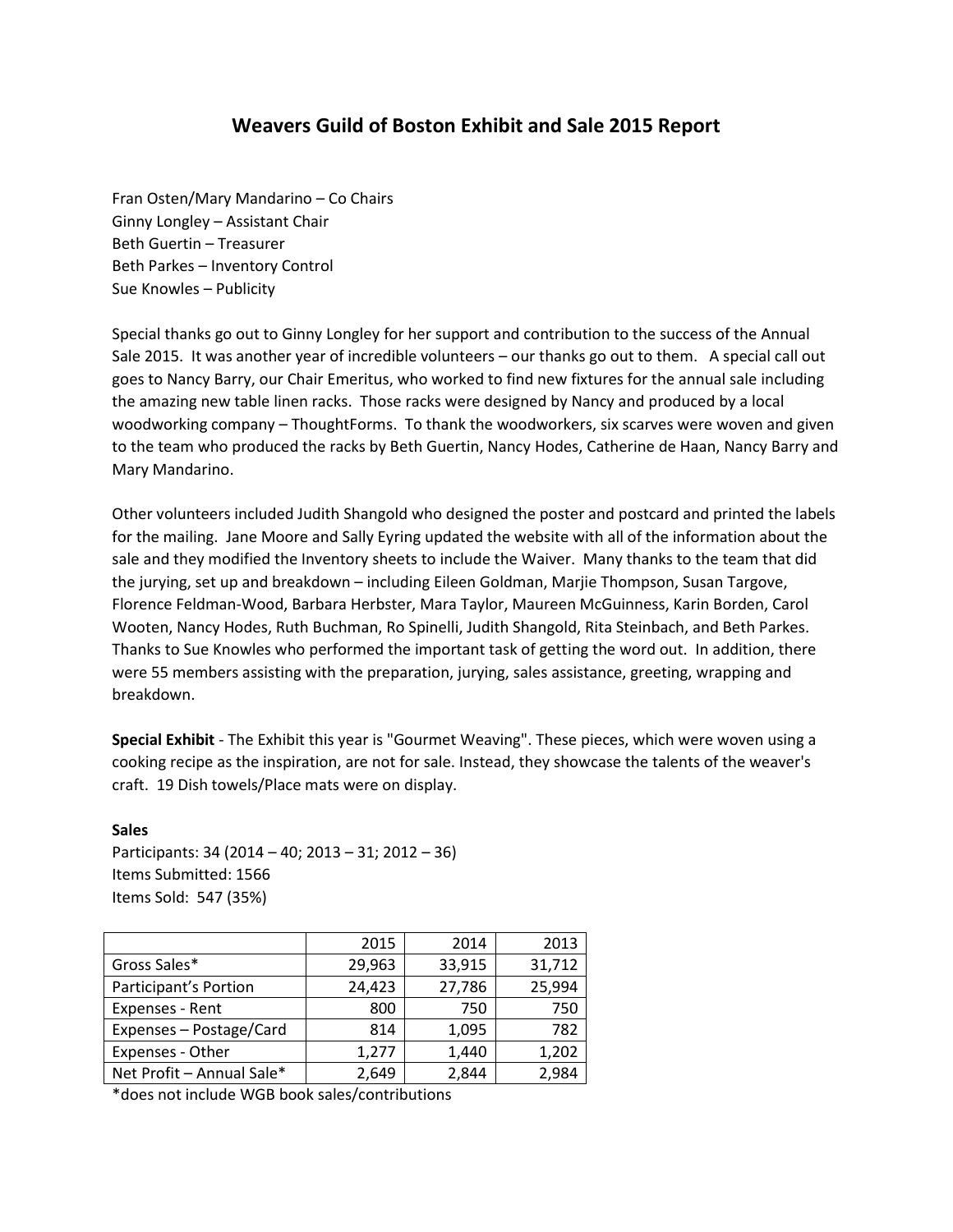# Weavers Guild of Boston Exhibit and Sale 2015 Report

Fran Osten/Mary Mandarino – Co Chairs
Ginny Longley – Assistant Chair
Beth Guertin – Treasurer
Beth Parkes – Inventory Control
Sue Knowles – Publicity

Special thanks go out to Ginny Longley for her support and contribution to the success of the Annual Sale 2015. It was another year of incredible volunteers – our thanks go out to them. A special call out goes to Nancy Barry, our Chair Emeritus, who worked to find new fixtures for the annual sale including the amazing new table linen racks. Those racks were designed by Nancy and produced by a local woodworking company – ThoughtForms. To thank the woodworkers, six scarves were woven and given to the team who produced the racks by Beth Guertin, Nancy Hodes, Catherine de Haan, Nancy Barry and Mary Mandarino.

Other volunteers included Judith Shangold who designed the poster and postcard and printed the labels for the mailing. Jane Moore and Sally Eyring updated the website with all of the information about the sale and they modified the Inventory sheets to include the Waiver. Many thanks to the team that did the jurying, set up and breakdown – including Eileen Goldman, Marjie Thompson, Susan Targove, Florence Feldman-Wood, Barbara Herbster, Mara Taylor, Maureen McGuinness, Karin Borden, Carol Wooten, Nancy Hodes, Ruth Buchman, Ro Spinelli, Judith Shangold, Rita Steinbach, and Beth Parkes. Thanks to Sue Knowles who performed the important task of getting the word out. In addition, there were 55 members assisting with the preparation, jurying, sales assistance, greeting, wrapping and breakdown.

**Special Exhibit** - The Exhibit this year is "Gourmet Weaving". These pieces, which were woven using a cooking recipe as the inspiration, are not for sale. Instead, they showcase the talents of the weaver's craft. 19 Dish towels/Place mats were on display.

**Sales**
Participants: 34 (2014 – 40; 2013 – 31; 2012 – 36)
Items Submitted: 1566
Items Sold: 547 (35%)

| | 2015 | 2014 | 2013 |
|---|---|---|---|
| Gross Sales* | 29,963 | 33,915 | 31,712 |
| Participant's Portion | 24,423 | 27,786 | 25,994 |
| Expenses - Rent | 800 | 750 | 750 |
| Expenses – Postage/Card | 814 | 1,095 | 782 |
| Expenses - Other | 1,277 | 1,440 | 1,202 |
| Net Profit – Annual Sale* | 2,649 | 2,844 | 2,984 |

*does not include WGB book sales/contributions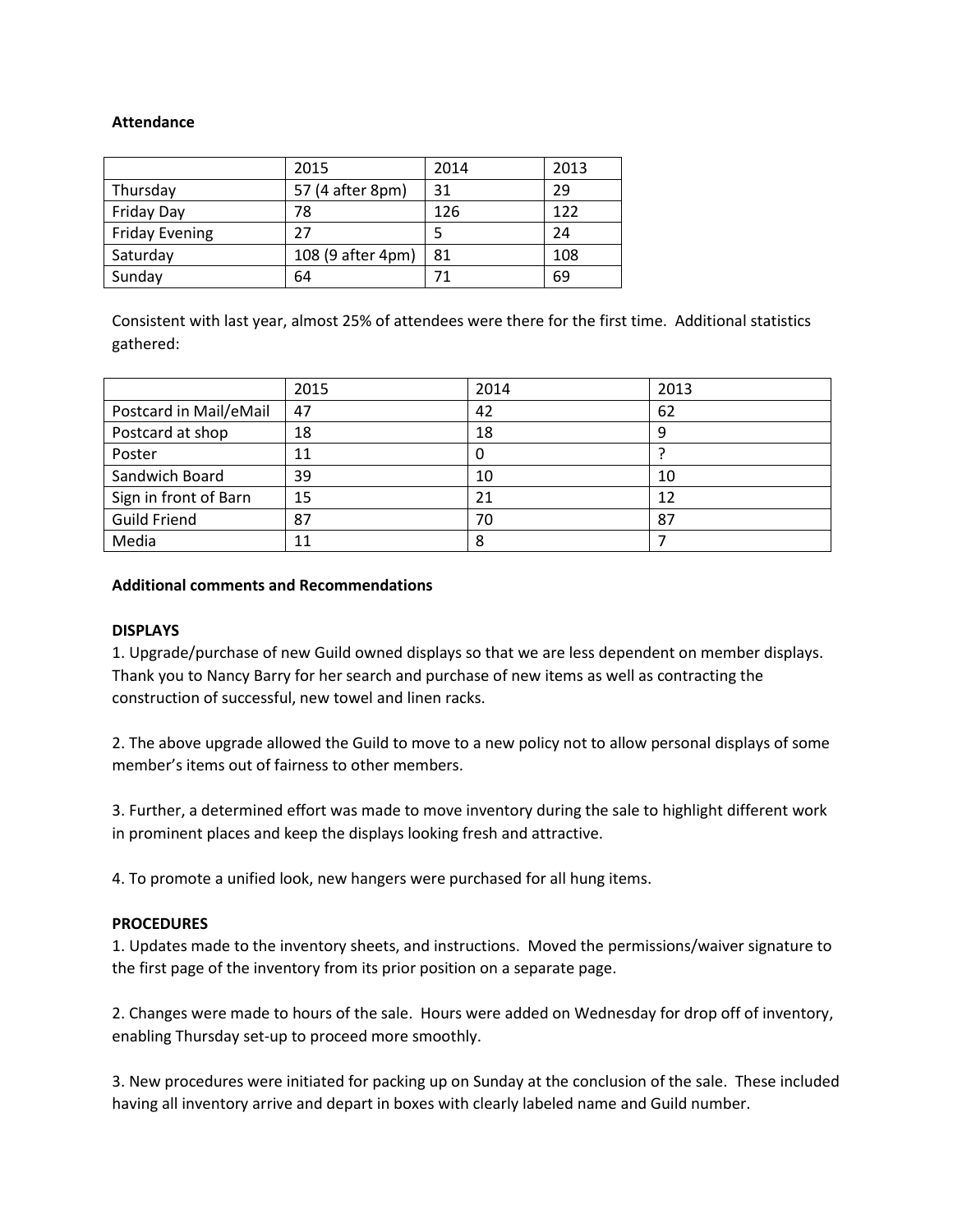**Attendance**

| | 2015 | 2014 | 2013 |
|---|---|---|---|
| Thursday | 57 (4 after 8pm) | 31 | 29 |
| Friday Day | 78 | 126 | 122 |
| Friday Evening | 27 | 5 | 24 |
| Saturday | 108 (9 after 4pm) | 81 | 108 |
| Sunday | 64 | 71 | 69 |

Consistent with last year, almost 25% of attendees were there for the first time. Additional statistics gathered:

| | 2015 | 2014 | 2013 |
|---|---|---|---|
| Postcard in Mail/eMail | 47 | 42 | 62 |
| Postcard at shop | 18 | 18 | 9 |
| Poster | 11 | 0 | ? |
| Sandwich Board | 39 | 10 | 10 |
| Sign in front of Barn | 15 | 21 | 12 |
| Guild Friend | 87 | 70 | 87 |
| Media | 11 | 8 | 7 |

**Additional comments and Recommendations**

**DISPLAYS**

1. Upgrade/purchase of new Guild owned displays so that we are less dependent on member displays. Thank you to Nancy Barry for her search and purchase of new items as well as contracting the construction of successful, new towel and linen racks.

2. The above upgrade allowed the Guild to move to a new policy not to allow personal displays of some member's items out of fairness to other members.

3. Further, a determined effort was made to move inventory during the sale to highlight different work in prominent places and keep the displays looking fresh and attractive.

4. To promote a unified look, new hangers were purchased for all hung items.

**PROCEDURES**

1. Updates made to the inventory sheets, and instructions. Moved the permissions/waiver signature to the first page of the inventory from its prior position on a separate page.

2. Changes were made to hours of the sale. Hours were added on Wednesday for drop off of inventory, enabling Thursday set-up to proceed more smoothly.

3. New procedures were initiated for packing up on Sunday at the conclusion of the sale. These included having all inventory arrive and depart in boxes with clearly labeled name and Guild number.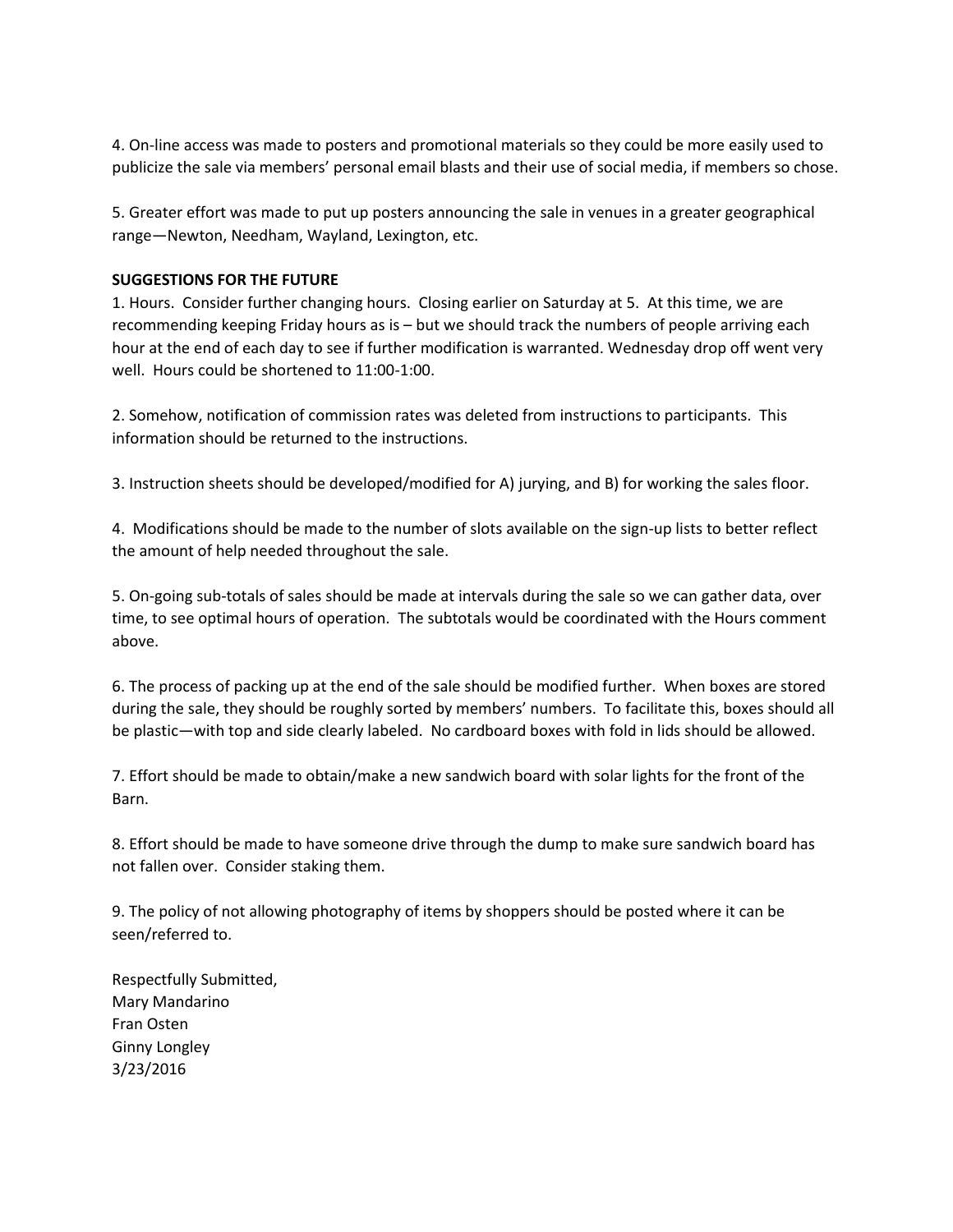4. On-line access was made to posters and promotional materials so they could be more easily used to publicize the sale via members' personal email blasts and their use of social media, if members so chose.

5. Greater effort was made to put up posters announcing the sale in venues in a greater geographical range—Newton, Needham, Wayland, Lexington, etc.

**SUGGESTIONS FOR THE FUTURE**

1. Hours. Consider further changing hours. Closing earlier on Saturday at 5. At this time, we are recommending keeping Friday hours as is – but we should track the numbers of people arriving each hour at the end of each day to see if further modification is warranted. Wednesday drop off went very well. Hours could be shortened to 11:00-1:00.

2. Somehow, notification of commission rates was deleted from instructions to participants. This information should be returned to the instructions.

3. Instruction sheets should be developed/modified for A) jurying, and B) for working the sales floor.

4. Modifications should be made to the number of slots available on the sign-up lists to better reflect the amount of help needed throughout the sale.

5. On-going sub-totals of sales should be made at intervals during the sale so we can gather data, over time, to see optimal hours of operation. The subtotals would be coordinated with the Hours comment above.

6. The process of packing up at the end of the sale should be modified further. When boxes are stored during the sale, they should be roughly sorted by members' numbers. To facilitate this, boxes should all be plastic—with top and side clearly labeled. No cardboard boxes with fold in lids should be allowed.

7. Effort should be made to obtain/make a new sandwich board with solar lights for the front of the Barn.

8. Effort should be made to have someone drive through the dump to make sure sandwich board has not fallen over. Consider staking them.

9. The policy of not allowing photography of items by shoppers should be posted where it can be seen/referred to.

Respectfully Submitted,
Mary Mandarino
Fran Osten
Ginny Longley
3/23/2016